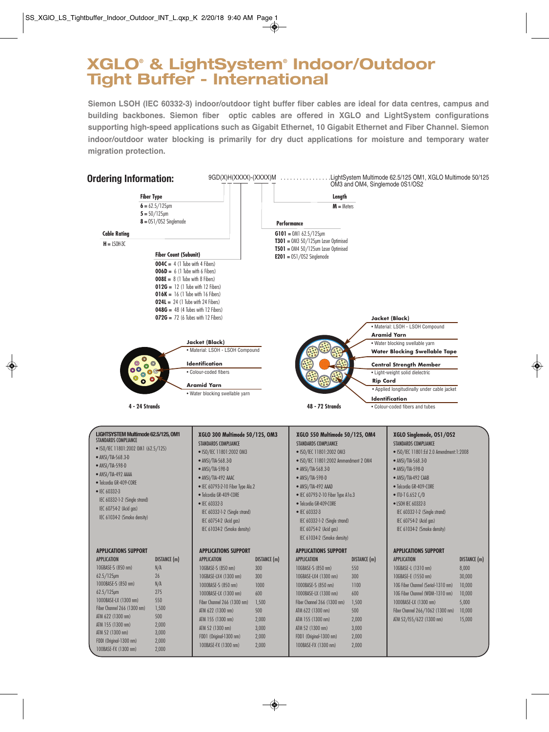# XGLO® & LightSystem® Indoor/Outdoor Tight Buffer - International

**Siemon LSOH (IEC 60332-3) indoor/outdoor tight buffer fiber cables are ideal for data centres, campus and building backbones. Siemon fiber optic cables are offered in XGLO and LightSystem configurations supporting high-speed applications such as Gigabit Ethernet, 10 Gigabit Ethernet and Fiber Channel. Siemon indoor/outdoor water blocking is primarily for dry duct applications for moisture and temporary water migration protection.**

## Ordering Information:

9GD(X)H(XXXX)-(XXXX)M ................LightSystem Multimode 62.5/125 OM1, XGLO Multimode 50/125 OM3 and OM4, Singlemode OS1/OS2

**Fiber Type**
- **6** = 62.5/125µm
- **5** = 50/125µm
- **8** = OS1/OS2 Singlemode

**Cable Rating**
- **H** = LSOH-3C

**Fiber Count (Subunit)**
- **004C** = 4 (1 Tube with 4 Fibers)
- **006D** = 6 (1 Tube with 6 Fibers)
- **008E** = 8 (1 Tube with 8 Fibers)
- **012G** = 12 (1 Tube with 12 Fibers)
- **016K** = 16 (1 Tube with 16 Fibers)
- **024L** = 24 (1 Tube with 24 Fibers)
- **048G** = 48 (4 Tubes with 12 Fibers)
- **072G** = 72 (6 Tubes with 12 Fibers)

**Length**
- **M** = Meters

**Performance**
- **G101** = OM1 62.5/125µm
- **T301** = OM3 50/125µm Laser Optimised
- **T501** = OM4 50/125um Laser Optimised
- **E201** = OS1/OS2 Singlemode

**4 - 24 Strands**

- **Jacket (Black)**
  - Material: LSOH - LSOH Compound
- **Identification**
  - Colour-coded fibers
- **Aramid Yarn**
  - Water blocking swellable yarn

**48 - 72 Strands**

- **Jacket (Black)**
  - Material: LSOH - LSOH Compound
- **Aramid Yarn**
  - Water blocking swellable yarn
- **Water Blocking Swellable Tape**
- **Central Strength Member**
  - Light-weight solid dielectric
- **Rip Cord**
  - Applied longitudinally under cable jacket
- **Identification**
  - Colour-coded fibers and tubes

### LIGHTSYSTEM Multimode 62.5/125, OM1

STANDARDS COMPLIANCE
- ISO/IEC 11801:2002 OM1 (62.5/125)
- ANSI/TIA-568.3-D
- ANSI/TIA-598-D
- ANSI/TIA-492 AAAA
- Telcordia GR-409-CORE
- IEC 60332-3
  - IEC 60332-1-2 (Single strand)
  - IEC 60754-2 (Acid gas)
  - IEC 61034-2 (Smoke density)

APPLICATIONS SUPPORT

| APPLICATION | DISTANCE (m) |
|---|---|
| 10GBASE-S (850 nm) | N/A |
| 62.5/125µm | 26 |
| 1000BASE-S (850 nm) | N/A |
| 62.5/125µm | 275 |
| 1000BASE-LX (1300 nm) | 550 |
| Fiber Channel 266 (1300 nm) | 1,500 |
| ATM 622 (1300 nm) | 500 |
| ATM 155 (1300 nm) | 2,000 |
| ATM 52 (1300 nm) | 3,000 |
| FDDI (Original-1300 nm) | 2,000 |
| 100BASE-FX (1300 nm) | 2,000 |

### XGLO 300 Multimode 50/125, OM3

STANDARDS COMPLIANCE
- ISO/IEC 11801:2002 OM3
- ANSI/TIA-568.3-D
- ANSI/TIA-598-D
- ANSI/TIA-492 AAAC
- IEC 60793-2-10 Fiber Type Ala.2
- Telcordia GR-409-CORE
- IEC 60332-3
  - IEC 60332-1-2 (Single strand)
  - IEC 60754-2 (Acid gas)
  - IEC 61034-2 (Smoke density)

APPLICATIONS SUPPORT

| APPLICATION | DISTANCE (m) |
|---|---|
| 10GBASE-S (850 nm) | 300 |
| 10GBASE-LX4 (1300 nm) | 300 |
| 1000BASE-S (850 nm) | 1000 |
| 1000BASE-LX (1300 nm) | 600 |
| Fiber Channel 266 (1300 nm) | 1,500 |
| ATM 622 (1300 nm) | 500 |
| ATM 155 (1300 nm) | 2,000 |
| ATM 52 (1300 nm) | 3,000 |
| FDD1 (Original-1300 nm) | 2,000 |
| 100BASE-FX (1300 nm) | 2,000 |

### XGLO 550 Multimode 50/125, OM4

STANDARDS COMPLIANCE
- ISO/IEC 11801:2002 OM3
- ISO/IEC 11801:2002 Ammendment 2 OM4
- ANSI/TIA-568.3-D
- ANSI/TIA-598-D
- ANSI/TIA-492 AAAD
- IEC 60793-2-10 Fiber Type A1a.3
- Telcordia GR-409-CORE
- IEC 60332-3
  - IEC 60332-1-2 (Single strand)
  - IEC 60754-2 (Acid gas)
  - IEC 61034-2 (Smoke density)

APPLICATIONS SUPPORT

| APPLICATION | DISTANCE (m) |
|---|---|
| 10GBASE-S (850 nm) | 550 |
| 10GBASE-LX4 (1300 nm) | 300 |
| 1000BASE-S (850 nm) | 1100 |
| 1000BASE-LX (1300 nm) | 600 |
| Fiber Channel 266 (1300 nm) | 1,500 |
| ATM 622 (1300 nm) | 500 |
| ATM 155 (1300 nm) | 2,000 |
| ATM 52 (1300 nm) | 3,000 |
| FDD1 (Original-1300 nm) | 2,000 |
| 100BASE-FX (1300 nm) | 2,000 |

### XGLO Singlemode, OS1/OS2

STANDARDS COMPLIANCE
- ISO/IEC 11801:Ed 2.0 Amendment:1:2008
- ANSI/TIA-568.3-D
- ANSI/TIA-598-D
- ANSI/TIA-492 CAAB
- Telcordia GR-409-CORE
- ITU-T G.652 C/D
- LSOH IEC 60332-3
  - IEC 60332-1-2 (Single strand)
  - IEC 60754-2 (Acid gas)
  - IEC 61034-2 (Smoke density)

APPLICATIONS SUPPORT

| APPLICATION | DISTANCE (m) |
|---|---|
| 10GBASE-L (1310 nm) | 8,000 |
| 10GBASE-E (1550 nm) | 30,000 |
| 10G Fiber Channel (Serial-1310 nm) | 10,000 |
| 10G Fiber Channel (WDM-1310 nm) | 10,000 |
| 1000BASE-LX (1300 nm) | 5,000 |
| Fiber Channel 266/1062 (1300 nm) | 10,000 |
| ATM 52/155/622 (1300 nm) | 15,000 |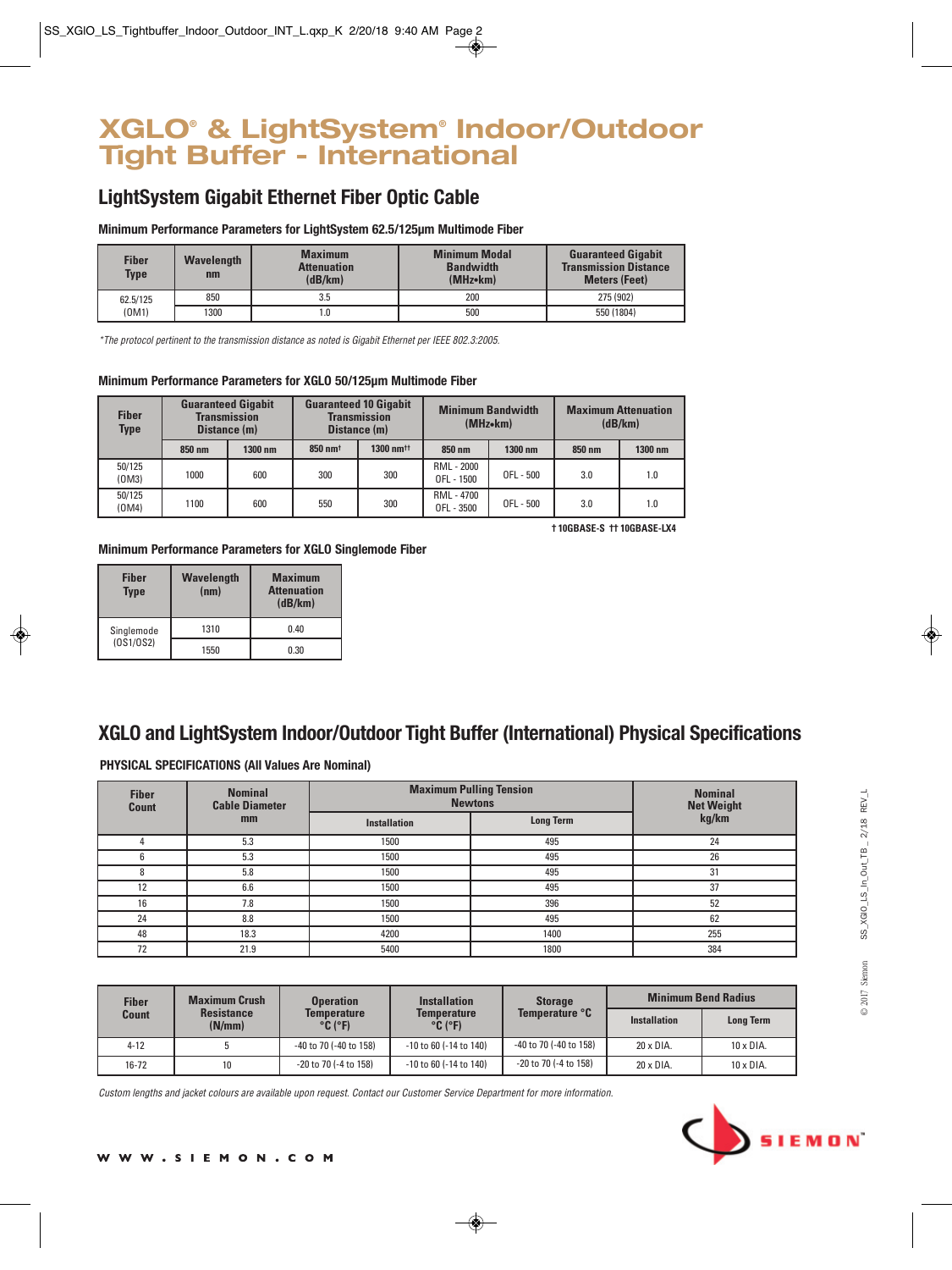# XGLO® & LightSystem® Indoor/Outdoor Tight Buffer - International

## LightSystem Gigabit Ethernet Fiber Optic Cable

**Minimum Performance Parameters for LightSystem 62.5/125µm Multimode Fiber**

| Fiber Type | Wavelength nm | Maximum Attenuation (dB/km) | Minimum Modal Bandwidth (MHz•km) | Guaranteed Gigabit Transmission Distance Meters (Feet) |
|---|---|---|---|---|
| 62.5/125 (OM1) | 850 | 3.5 | 200 | 275 (902) |
| | 1300 | 1.0 | 500 | 550 (1804) |

*\*The protocol pertinent to the transmission distance as noted is Gigabit Ethernet per IEEE 802.3:2005.*

**Minimum Performance Parameters for XGLO 50/125µm Multimode Fiber**

| Fiber Type | Guaranteed Gigabit Transmission Distance (m) | | Guaranteed 10 Gigabit Transmission Distance (m) | | Minimum Bandwidth (MHz•km) | | Maximum Attenuation (dB/km) | |
|---|---|---|---|---|---|---|---|---|
| | 850 nm | 1300 nm | 850 nm† | 1300 nm†† | 850 nm | 1300 nm | 850 nm | 1300 nm |
| 50/125 (OM3) | 1000 | 600 | 300 | 300 | RML - 2000 OFL - 1500 | OFL - 500 | 3.0 | 1.0 |
| 50/125 (OM4) | 1100 | 600 | 550 | 300 | RML - 4700 OFL - 3500 | OFL - 500 | 3.0 | 1.0 |

† 10GBASE-S †† 10GBASE-LX4

**Minimum Performance Parameters for XGLO Singlemode Fiber**

| Fiber Type | Wavelength (nm) | Maximum Attenuation (dB/km) |
|---|---|---|
| Singlemode (OS1/OS2) | 1310 | 0.40 |
| | 1550 | 0.30 |

## XGLO and LightSystem Indoor/Outdoor Tight Buffer (International) Physical Specifications

**PHYSICAL SPECIFICATIONS (All Values Are Nominal)**

| Fiber Count | Nominal Cable Diameter mm | Maximum Pulling Tension Newtons | | Nominal Net Weight kg/km |
|---|---|---|---|---|
| | | Installation | Long Term | |
| 4 | 5.3 | 1500 | 495 | 24 |
| 6 | 5.3 | 1500 | 495 | 26 |
| 8 | 5.8 | 1500 | 495 | 31 |
| 12 | 6.6 | 1500 | 495 | 37 |
| 16 | 7.8 | 1500 | 396 | 52 |
| 24 | 8.8 | 1500 | 495 | 62 |
| 48 | 18.3 | 4200 | 1400 | 255 |
| 72 | 21.9 | 5400 | 1800 | 384 |

| Fiber Count | Maximum Crush Resistance (N/mm) | Operation Temperature °C (°F) | Installation Temperature °C (°F) | Storage Temperature °C | Minimum Bend Radius | |
|---|---|---|---|---|---|---|
| | | | | | Installation | Long Term |
| 4-12 | 5 | -40 to 70 (-40 to 158) | -10 to 60 (-14 to 140) | -40 to 70 (-40 to 158) | 20 x DIA. | 10 x DIA. |
| 16-72 | 10 | -20 to 70 (-4 to 158) | -10 to 60 (-14 to 140) | -20 to 70 (-4 to 158) | 20 x DIA. | 10 x DIA. |

*Custom lengths and jacket colours are available upon request. Contact our Customer Service Department for more information.*

WWW.SIEMON.COM

© 2017 Siemon SS_XGIO_LS_In_Out_TB _ 2/18 REV_L